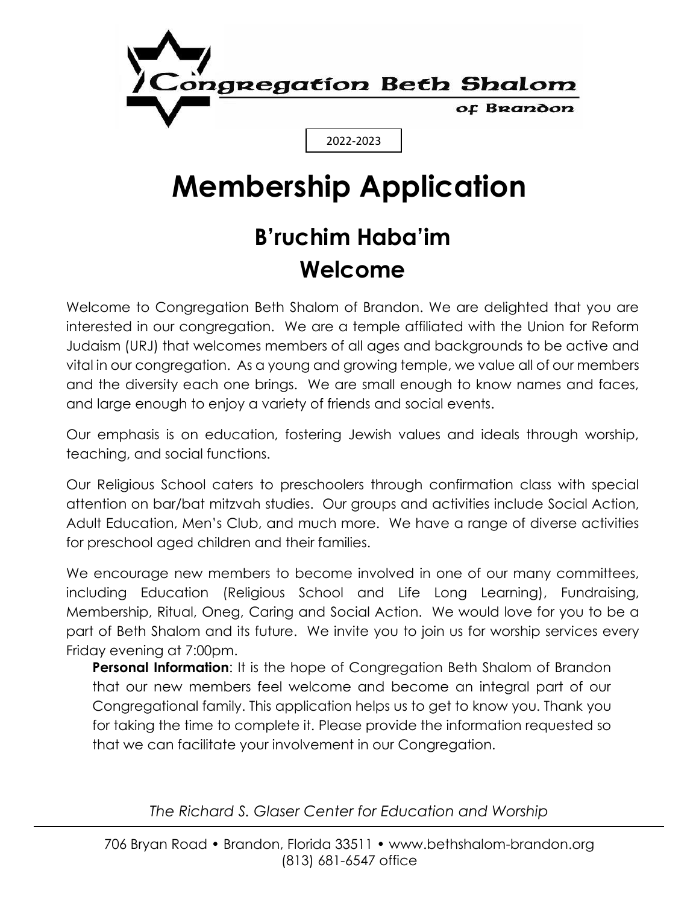Congregation Beth Shalom

of Brandon

2022-2023

# Membership Application

## B'ruchim Haba'im

## Welcome

Welcome to Congregation Beth Shalom of Brandon. We are delighted that you are interested in our congregation. We are a temple affiliated with the Union for Reform Judaism (URJ) that welcomes members of all ages and backgrounds to be active and vital in our congregation. As a young and growing temple, we value all of our members and the diversity each one brings. We are small enough to know names and faces, and large enough to enjoy a variety of friends and social events.

Our emphasis is on education, fostering Jewish values and ideals through worship, teaching, and social functions.

Our Religious School caters to preschoolers through confirmation class with special attention on bar/bat mitzvah studies. Our groups and activities include Social Action, Adult Education, Men's Club, and much more. We have a range of diverse activities for preschool aged children and their families.

We encourage new members to become involved in one of our many committees, including Education (Religious School and Life Long Learning), Fundraising, Membership, Ritual, Oneg, Caring and Social Action. We would love for you to be a part of Beth Shalom and its future. We invite you to join us for worship services every Friday evening at 7:00pm.

**Personal Information**: It is the hope of Congregation Beth Shalom of Brandon that our new members feel welcome and become an integral part of our Congregational family. This application helps us to get to know you. Thank you for taking the time to complete it. Please provide the information requested so that we can facilitate your involvement in our Congregation.

*The Richard S. Glaser Center for Education and Worship*

706 Bryan Road • Brandon, Florida 33511 • www.bethshalom-brandon.org
(813) 681-6547 office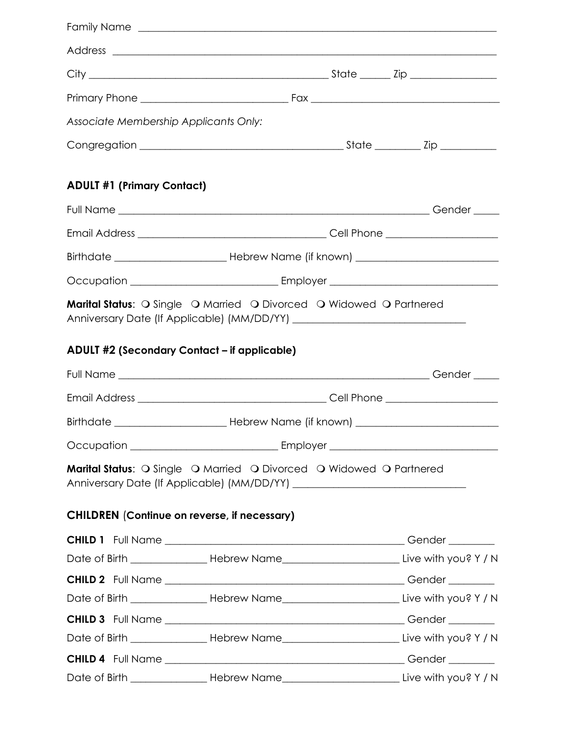Family Name ______________________________________________________________________

Address _________________________________________________________________________

City ____________________________________________ State ______ Zip ________________

Primary Phone ___________________________ Fax __________________________________

*Associate Membership Applicants Only:*

Congregation ______________________________________ State ________ Zip __________

**ADULT #1 (Primary Contact)**

Full Name _________________________________________________________ Gender _____

Email Address ___________________________________ Cell Phone ____________________

Birthdate ____________________ Hebrew Name (if known) __________________________

Occupation ___________________________ Employer ______________________________

**Marital Status**: ❍ Single ❍ Married ❍ Divorced ❍ Widowed ❍ Partnered
Anniversary Date (If Applicable) (MM/DD/YY) ______________________________

**ADULT #2 (Secondary Contact – if applicable)**

Full Name _________________________________________________________ Gender _____

Email Address ___________________________________ Cell Phone ____________________

Birthdate ____________________ Hebrew Name (if known) __________________________

Occupation ___________________________ Employer ______________________________

**Marital Status**: ❍ Single ❍ Married ❍ Divorced ❍ Widowed ❍ Partnered
Anniversary Date (If Applicable) (MM/DD/YY) ______________________________

**CHILDREN (Continue on reverse, if necessary)**

**CHILD 1** Full Name ____________________________________________ Gender ________

Date of Birth ______________ Hebrew Name_____________________ Live with you? Y / N

**CHILD 2** Full Name ____________________________________________ Gender ________

Date of Birth ______________ Hebrew Name_____________________ Live with you? Y / N

**CHILD 3** Full Name ____________________________________________ Gender ________

Date of Birth ______________ Hebrew Name_____________________ Live with you? Y / N

**CHILD 4** Full Name ____________________________________________ Gender ________

Date of Birth ______________ Hebrew Name_____________________ Live with you? Y / N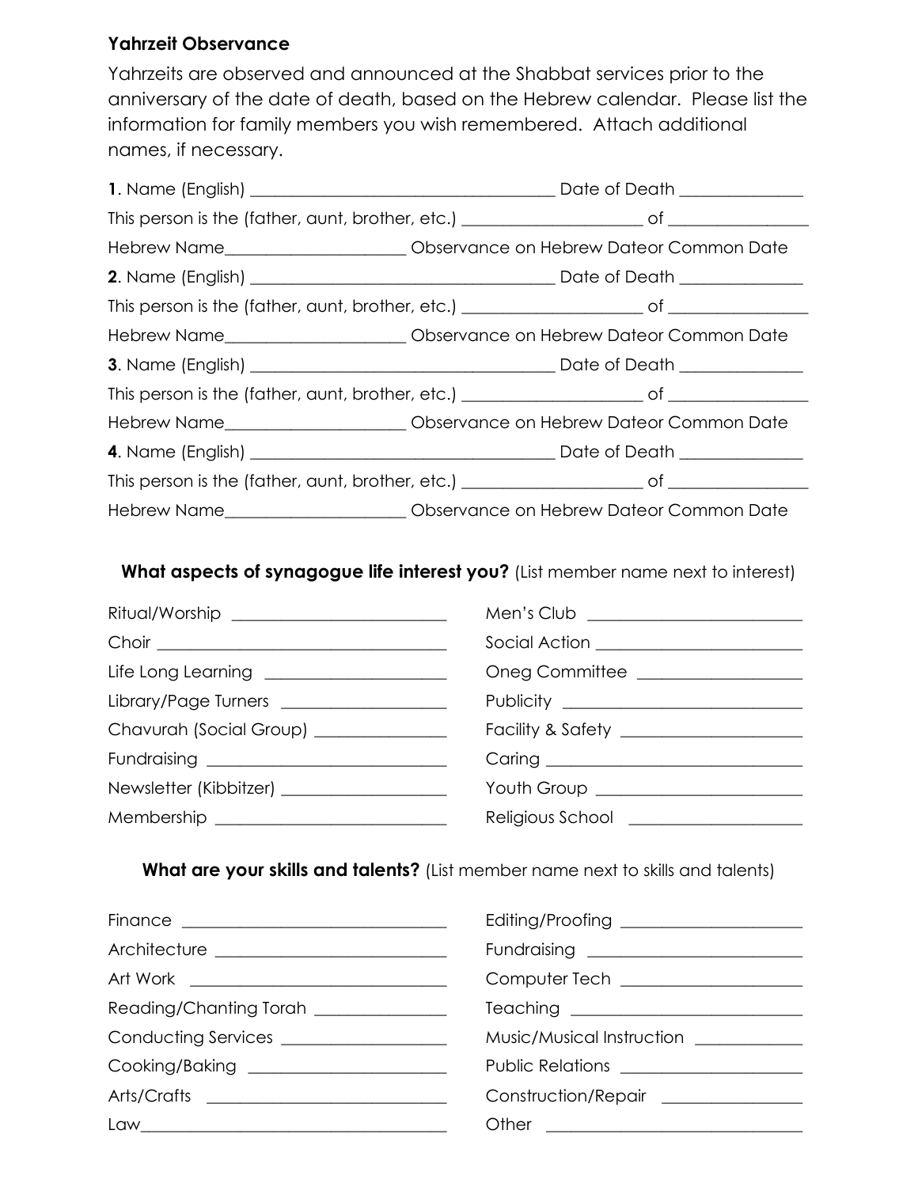**Yahrzeit Observance**

Yahrzeits are observed and announced at the Shabbat services prior to the anniversary of the date of death, based on the Hebrew calendar. Please list the information for family members you wish remembered. Attach additional names, if necessary.

**1**. Name (English) ___________________________________ Date of Death _____________

This person is the (father, aunt, brother, etc.) ____________________ of _______________

Hebrew Name____________________ Observance on Hebrew Dateor Common Date

**2**. Name (English) ___________________________________ Date of Death _____________

This person is the (father, aunt, brother, etc.) ____________________ of _______________

Hebrew Name____________________ Observance on Hebrew Dateor Common Date

**3**. Name (English) ___________________________________ Date of Death _____________

This person is the (father, aunt, brother, etc.) ____________________ of _______________

Hebrew Name____________________ Observance on Hebrew Dateor Common Date

**4**. Name (English) ___________________________________ Date of Death _____________

This person is the (father, aunt, brother, etc.) ____________________ of _______________

Hebrew Name____________________ Observance on Hebrew Dateor Common Date

**What aspects of synagogue life interest you?** (List member name next to interest)

Ritual/Worship _________________________

Choir _________________________________

Life Long Learning _____________________

Library/Page Turners ___________________

Chavurah (Social Group) _______________

Fundraising ___________________________

Newsletter (Kibbitzer) __________________

Membership ___________________________

Men's Club _________________________

Social Action _______________________

Oneg Committee ___________________

Publicity ___________________________

Facility & Safety _____________________

Caring _____________________________

Youth Group _______________________

Religious School ____________________

**What are your skills and talents?** (List member name next to skills and talents)

Finance _______________________________

Architecture ___________________________

Art Work ______________________________

Reading/Chanting Torah _______________

Conducting Services ___________________

Cooking/Baking _______________________

Arts/Crafts ____________________________

Law___________________________________

Editing/Proofing _____________________

Fundraising ________________________

Computer Tech _____________________

Teaching ___________________________

Music/Musical Instruction ____________

Public Relations _____________________

Construction/Repair ________________

Other ______________________________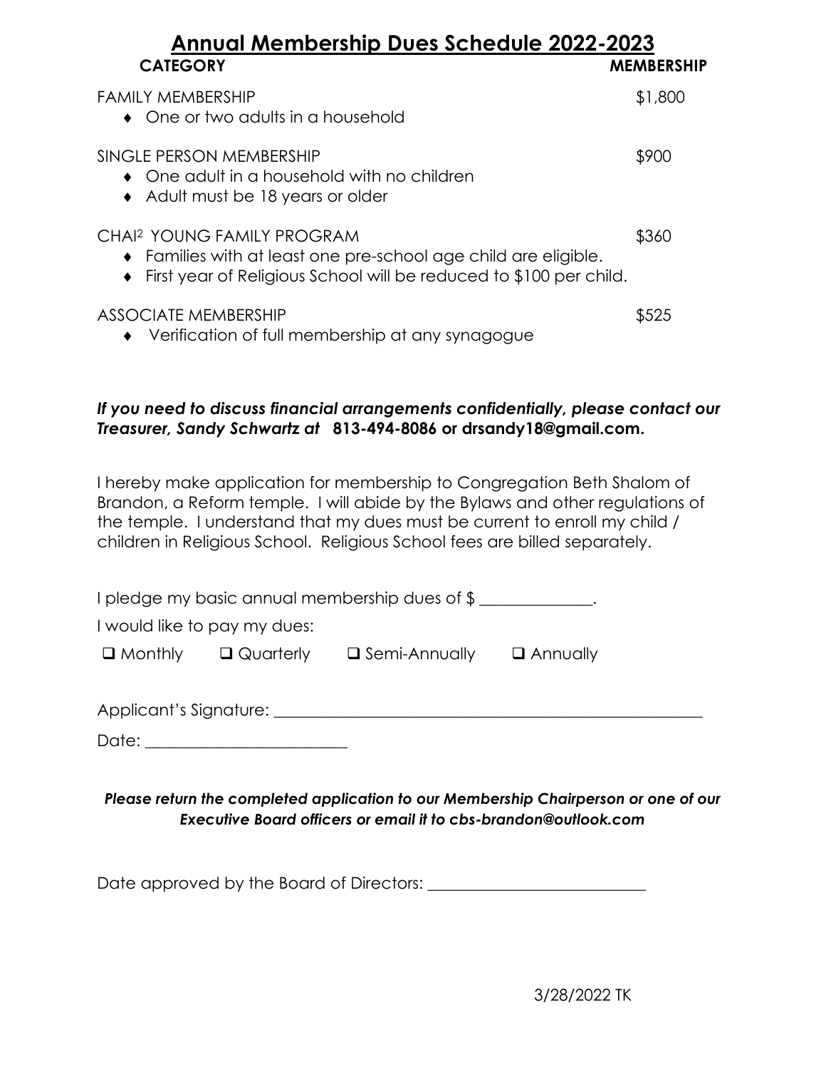# Annual Membership Dues Schedule 2022-2023

**CATEGORY** **MEMBERSHIP**

FAMILY MEMBERSHIP $1,800

- One or two adults in a household

SINGLE PERSON MEMBERSHIP $900

- One adult in a household with no children
- Adult must be 18 years or older

CHAI[2] YOUNG FAMILY PROGRAM $360

- Families with at least one pre-school age child are eligible.
- First year of Religious School will be reduced to $100 per child.

ASSOCIATE MEMBERSHIP $525

- Verification of full membership at any synagogue

***If you need to discuss financial arrangements confidentially, please contact our Treasurer, Sandy Schwartz at* 813-494-8086 or drsandy18@gmail.com.**

I hereby make application for membership to Congregation Beth Shalom of Brandon, a Reform temple. I will abide by the Bylaws and other regulations of the temple. I understand that my dues must be current to enroll my child / children in Religious School. Religious School fees are billed separately.

I pledge my basic annual membership dues of $ ______________.

I would like to pay my dues:

☐ Monthly ☐ Quarterly ☐ Semi-Annually ☐ Annually

Applicant's Signature: ________________________________________________________

Date: _________________________

***Please return the completed application to our Membership Chairperson or one of our Executive Board officers or email it to cbs-brandon@outlook.com***

Date approved by the Board of Directors: ___________________________

3/28/2022 TK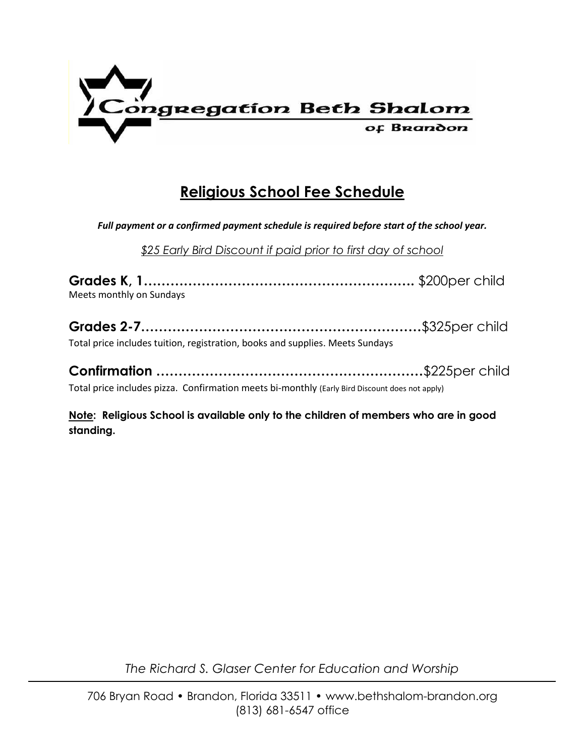Congregation Beth Shalom
of Brandon

## Religious School Fee Schedule

***Full payment or a confirmed payment schedule is required before start of the school year.***

*$25 Early Bird Discount if paid prior to first day of school*

**Grades K, 1………………………………………………………** $200per child
Meets monthly on Sundays

**Grades 2-7………………………………………………………**$325per child
Total price includes tuition, registration, books and supplies. Meets Sundays

**Confirmation ……………………………………………………**$225per child
Total price includes pizza. Confirmation meets bi-monthly (Early Bird Discount does not apply)

**Note: Religious School is available only to the children of members who are in good standing.**

*The Richard S. Glaser Center for Education and Worship*

706 Bryan Road • Brandon, Florida 33511 • www.bethshalom-brandon.org
(813) 681-6547 office